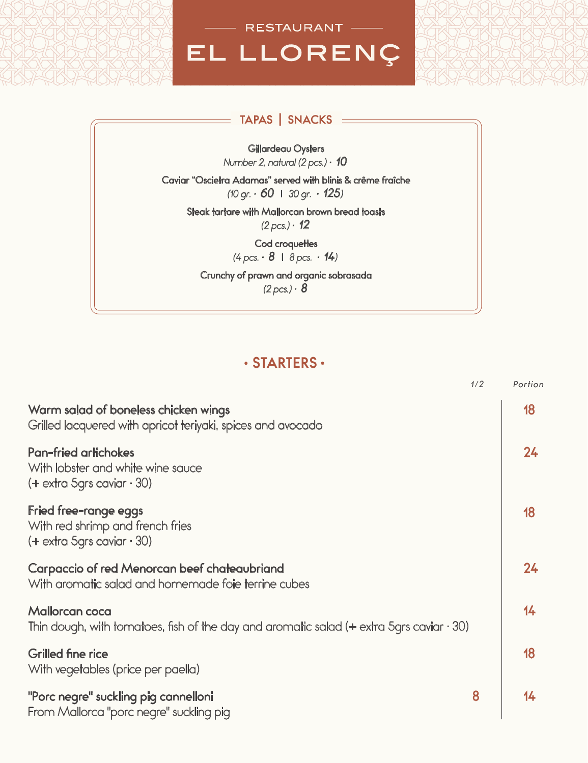RESTAURANT

# EL LLORENÇ

## TAPAS | SNACKS

**Gillardeau Oysters**
*Number 2, natural (2 pcs.) · **10***

**Caviar "Oscietra Adamas" served with blinis & crême fraîche**
*(10 gr. · **60** | 30 gr. · **125**)*

**Steak tartare with Mallorcan brown bread toasts**
*(2 pcs.) · **12***

**Cod croquettes**
*(4 pcs. · **8** | 8 pcs. · **14**)*

**Crunchy of prawn and organic sobrasada**
*(2 pcs.) · **8***

## • STARTERS •

| | 1/2 | Portion |
|---|---|---|
| **Warm salad of boneless chicken wings**<br>Grilled lacquered with apricot teriyaki, spices and avocado | | 18 |
| **Pan-fried artichokes**<br>With lobster and white wine sauce<br>(+ extra 5grs caviar · 30) | | 24 |
| **Fried free-range eggs**<br>With red shrimp and french fries<br>(+ extra 5grs caviar · 30) | | 18 |
| **Carpaccio of red Menorcan beef chateaubriand**<br>With aromatic salad and homemade foie terrine cubes | | 24 |
| **Mallorcan coca**<br>Thin dough, with tomatoes, fish of the day and aromatic salad (+ extra 5grs caviar · 30) | | 14 |
| **Grilled fine rice**<br>With vegetables (price per paella) | | 18 |
| **"Porc negre" suckling pig cannelloni**<br>From Mallorca "porc negre" suckling pig | 8 | 14 |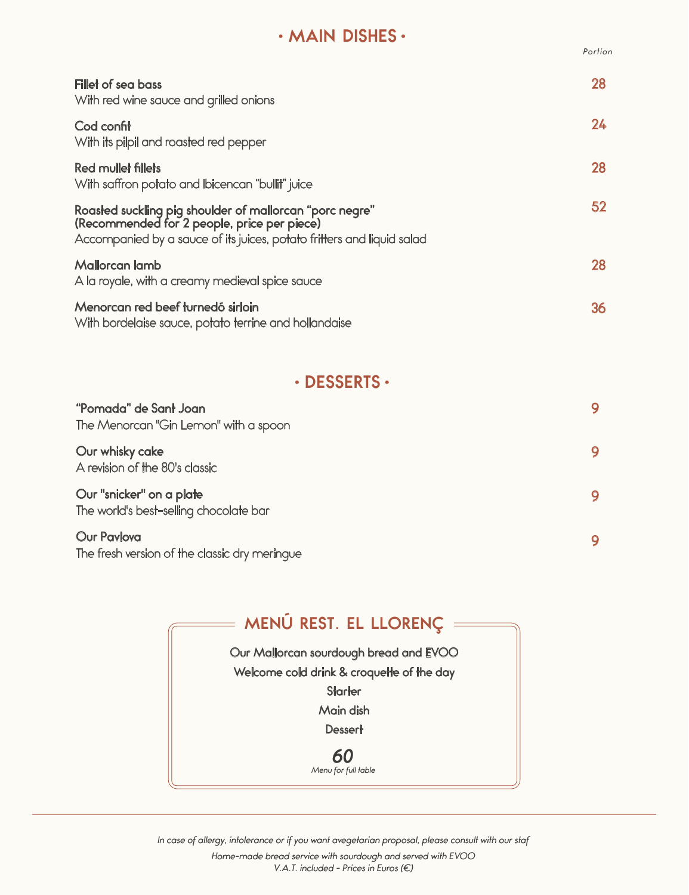## • MAIN DISHES •

*Portion*

**Fillet of sea bass** — 28
With red wine sauce and grilled onions

**Cod confit** — 24
With its pilpil and roasted red pepper

**Red mullet fillets** — 28
With saffron potato and Ibicencan "bullit" juice

**Roasted suckling pig shoulder of mallorcan "porc negre"**
**(Recommended for 2 people, price per piece)** — 52
Accompanied by a sauce of its juices, potato fritters and liquid salad

**Mallorcan lamb** — 28
A la royale, with a creamy medieval spice sauce

**Menorcan red beef turnedô sirloin** — 36
With bordelaise sauce, potato terrine and hollandaise

## • DESSERTS •

**"Pomada" de Sant Joan** — 9
The Menorcan "Gin Lemon" with a spoon

**Our whisky cake** — 9
A revision of the 80's classic

**Our "snicker" on a plate** — 9
The world's best-selling chocolate bar

**Our Pavlova** — 9
The fresh version of the classic dry meringue

## MENÚ REST. EL LLORENÇ

Our Mallorcan sourdough bread and EVOO

Welcome cold drink & croquette of the day

Starter

Main dish

Dessert

***60***

*Menu for full table*

---

*In case of allergy, intolerance or if you want avegetarian proposal, please consult with our staf*

*Home-made bread service with sourdough and served with EVOO*

*V.A.T. included - Prices in Euros (€)*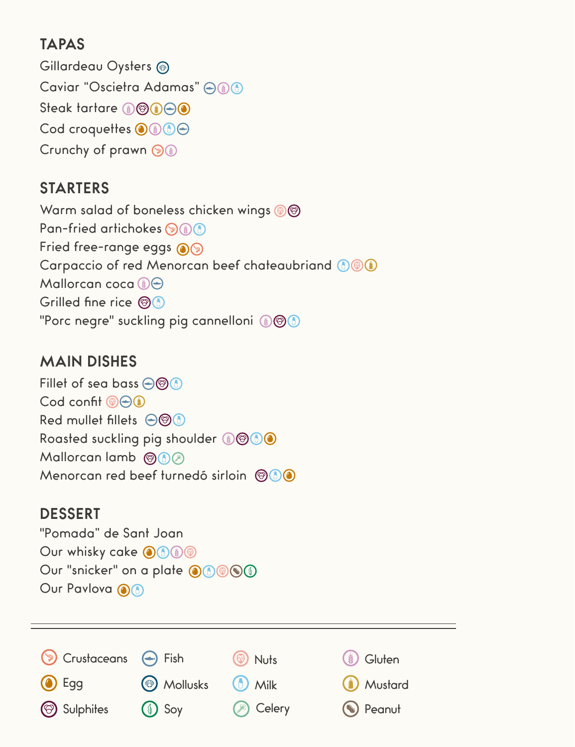## TAPAS

Gillardeau Oysters

Caviar "Oscietra Adamas"

Steak tartare

Cod croquettes

Crunchy of prawn

## STARTERS

Warm salad of boneless chicken wings

Pan-fried artichokes

Fried free-range eggs

Carpaccio of red Menorcan beef chateaubriand

Mallorcan coca

Grilled fine rice

"Porc negre" suckling pig cannelloni

## MAIN DISHES

Fillet of sea bass

Cod confit

Red mullet fillets

Roasted suckling pig shoulder

Mallorcan lamb

Menorcan red beef turnedó sirloin

## DESSERT

"Pomada" de Sant Joan

Our whisky cake

Our "snicker" on a plate

Our Pavlova

---

Crustaceans · Fish · Nuts · Gluten

Egg · Mollusks · Milk · Mustard

Sulphites · Soy · Celery · Peanut